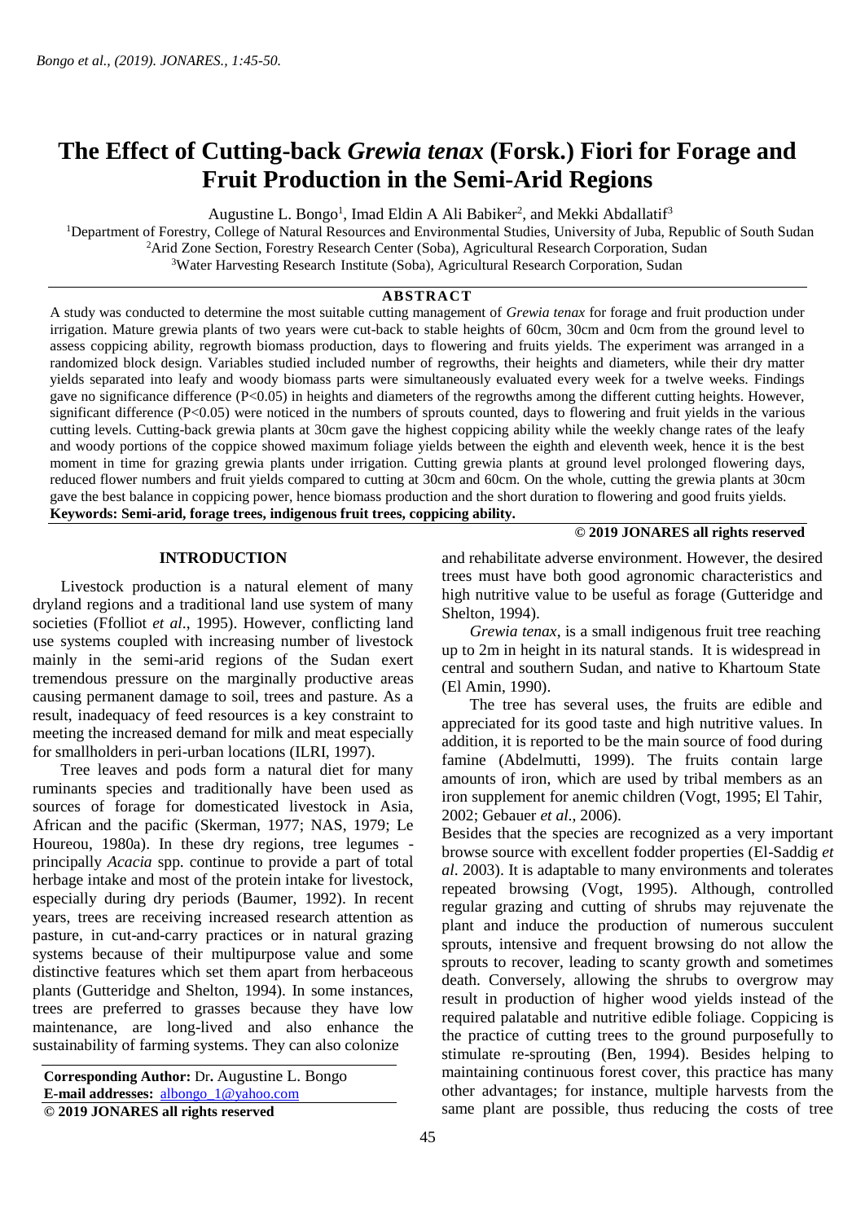# The Effect of Cutting-back *Grewia tenax* (Forsk.) Fiori for Forage and Fruit Production in the Semi-Arid Regions

Augustine L. Bongo[1], Imad Eldin A Ali Babiker[2], and Mekki Abdallatif[3]

[1]Department of Forestry, College of Natural Resources and Environmental Studies, University of Juba, Republic of South Sudan
[2]Arid Zone Section, Forestry Research Center (Soba), Agricultural Research Corporation, Sudan
[3]Water Harvesting Research Institute (Soba), Agricultural Research Corporation, Sudan

## ABSTRACT

A study was conducted to determine the most suitable cutting management of *Grewia tenax* for forage and fruit production under irrigation. Mature grewia plants of two years were cut-back to stable heights of 60cm, 30cm and 0cm from the ground level to assess coppicing ability, regrowth biomass production, days to flowering and fruits yields. The experiment was arranged in a randomized block design. Variables studied included number of regrowths, their heights and diameters, while their dry matter yields separated into leafy and woody biomass parts were simultaneously evaluated every week for a twelve weeks. Findings gave no significance difference (P<0.05) in heights and diameters of the regrowths among the different cutting heights. However, significant difference (P<0.05) were noticed in the numbers of sprouts counted, days to flowering and fruit yields in the various cutting levels. Cutting-back grewia plants at 30cm gave the highest coppicing ability while the weekly change rates of the leafy and woody portions of the coppice showed maximum foliage yields between the eighth and eleventh week, hence it is the best moment in time for grazing grewia plants under irrigation. Cutting grewia plants at ground level prolonged flowering days, reduced flower numbers and fruit yields compared to cutting at 30cm and 60cm. On the whole, cutting the grewia plants at 30cm gave the best balance in coppicing power, hence biomass production and the short duration to flowering and good fruits yields.

**Keywords: Semi-arid, forage trees, indigenous fruit trees, coppicing ability.**

**© 2019 JONARES all rights reserved**

## INTRODUCTION

Livestock production is a natural element of many dryland regions and a traditional land use system of many societies (Ffolliot *et al*., 1995). However, conflicting land use systems coupled with increasing number of livestock mainly in the semi-arid regions of the Sudan exert tremendous pressure on the marginally productive areas causing permanent damage to soil, trees and pasture. As a result, inadequacy of feed resources is a key constraint to meeting the increased demand for milk and meat especially for smallholders in peri-urban locations (ILRI, 1997).

Tree leaves and pods form a natural diet for many ruminants species and traditionally have been used as sources of forage for domesticated livestock in Asia, African and the pacific (Skerman, 1977; NAS, 1979; Le Houreou, 1980a). In these dry regions, tree legumes - principally *Acacia* spp. continue to provide a part of total herbage intake and most of the protein intake for livestock, especially during dry periods (Baumer, 1992). In recent years, trees are receiving increased research attention as pasture, in cut-and-carry practices or in natural grazing systems because of their multipurpose value and some distinctive features which set them apart from herbaceous plants (Gutteridge and Shelton, 1994). In some instances, trees are preferred to grasses because they have low maintenance, are long-lived and also enhance the sustainability of farming systems. They can also colonize and rehabilitate adverse environment. However, the desired trees must have both good agronomic characteristics and high nutritive value to be useful as forage (Gutteridge and Shelton, 1994).

*Grewia tenax*, is a small indigenous fruit tree reaching up to 2m in height in its natural stands. It is widespread in central and southern Sudan, and native to Khartoum State (El Amin, 1990).

The tree has several uses, the fruits are edible and appreciated for its good taste and high nutritive values. In addition, it is reported to be the main source of food during famine (Abdelmutti, 1999). The fruits contain large amounts of iron, which are used by tribal members as an iron supplement for anemic children (Vogt, 1995; El Tahir, 2002; Gebauer *et al*., 2006).

Besides that the species are recognized as a very important browse source with excellent fodder properties (El-Saddig *et al*. 2003). It is adaptable to many environments and tolerates repeated browsing (Vogt, 1995). Although, controlled regular grazing and cutting of shrubs may rejuvenate the plant and induce the production of numerous succulent sprouts, intensive and frequent browsing do not allow the sprouts to recover, leading to scanty growth and sometimes death. Conversely, allowing the shrubs to overgrow may result in production of higher wood yields instead of the required palatable and nutritive edible foliage. Coppicing is the practice of cutting trees to the ground purposefully to stimulate re-sprouting (Ben, 1994). Besides helping to maintaining continuous forest cover, this practice has many other advantages; for instance, multiple harvests from the same plant are possible, thus reducing the costs of tree

**Corresponding Author:** Dr. Augustine L. Bongo
**E-mail addresses:** albongo_1@yahoo.com
**© 2019 JONARES all rights reserved**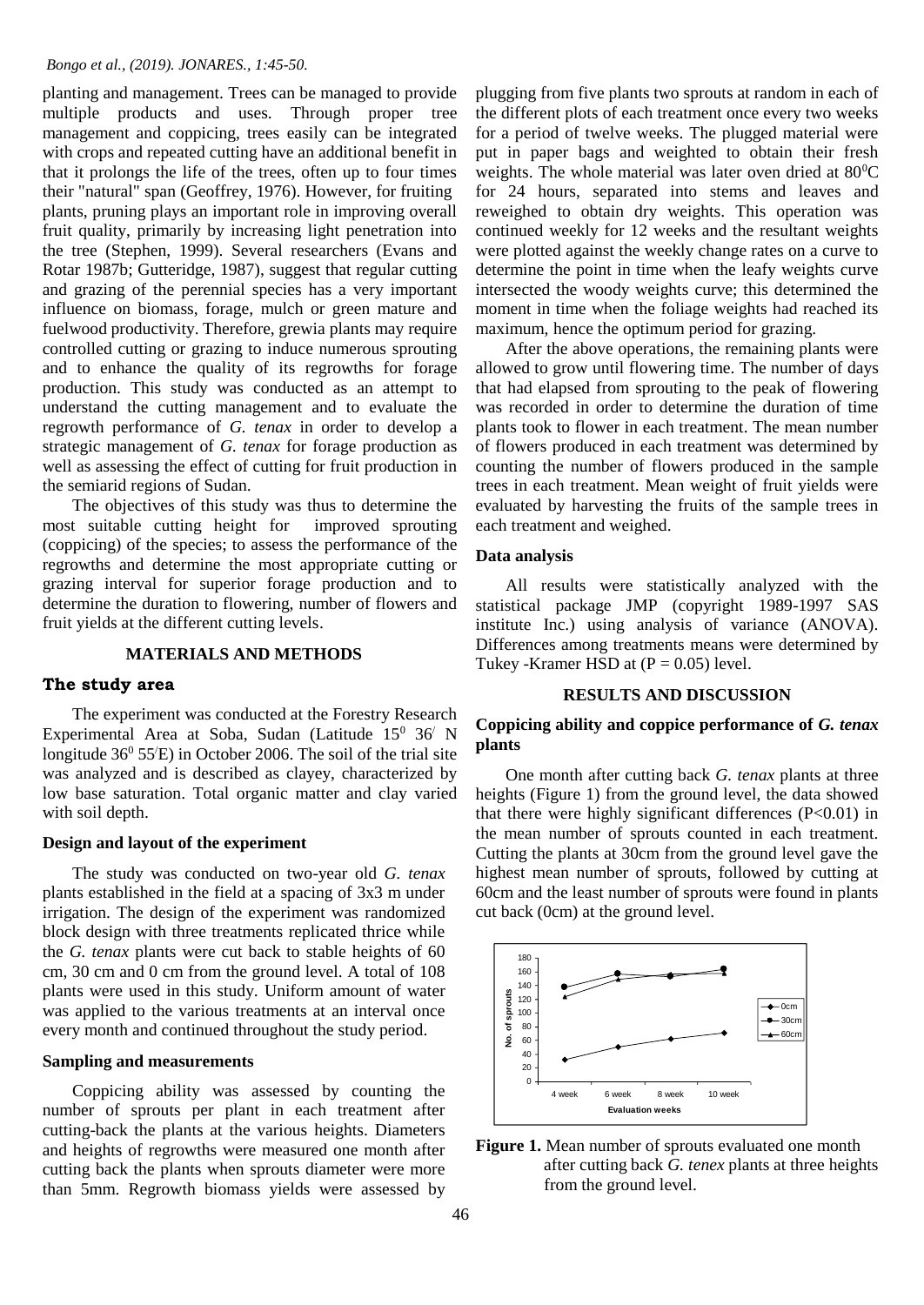planting and management. Trees can be managed to provide multiple products and uses. Through proper tree management and coppicing, trees easily can be integrated with crops and repeated cutting have an additional benefit in that it prolongs the life of the trees, often up to four times their "natural" span (Geoffrey, 1976). However, for fruiting plants, pruning plays an important role in improving overall fruit quality, primarily by increasing light penetration into the tree (Stephen, 1999). Several researchers (Evans and Rotar 1987b; Gutteridge, 1987), suggest that regular cutting and grazing of the perennial species has a very important influence on biomass, forage, mulch or green mature and fuelwood productivity. Therefore, grewia plants may require controlled cutting or grazing to induce numerous sprouting and to enhance the quality of its regrowths for forage production. This study was conducted as an attempt to understand the cutting management and to evaluate the regrowth performance of *G. tenax* in order to develop a strategic management of *G. tenax* for forage production as well as assessing the effect of cutting for fruit production in the semiarid regions of Sudan.

The objectives of this study was thus to determine the most suitable cutting height for improved sprouting (coppicing) of the species; to assess the performance of the regrowths and determine the most appropriate cutting or grazing interval for superior forage production and to determine the duration to flowering, number of flowers and fruit yields at the different cutting levels.

## MATERIALS AND METHODS

### The study area

The experiment was conducted at the Forestry Research Experimental Area at Soba, Sudan (Latitude $15^0$ $36^/$ N longitude $36^0$ $55^/$E) in October 2006. The soil of the trial site was analyzed and is described as clayey, characterized by low base saturation. Total organic matter and clay varied with soil depth.

### Design and layout of the experiment

The study was conducted on two-year old *G. tenax* plants established in the field at a spacing of 3x3 m under irrigation. The design of the experiment was randomized block design with three treatments replicated thrice while the *G. tenax* plants were cut back to stable heights of 60 cm, 30 cm and 0 cm from the ground level. A total of 108 plants were used in this study. Uniform amount of water was applied to the various treatments at an interval once every month and continued throughout the study period.

### Sampling and measurements

Coppicing ability was assessed by counting the number of sprouts per plant in each treatment after cutting-back the plants at the various heights. Diameters and heights of regrowths were measured one month after cutting back the plants when sprouts diameter were more than 5mm. Regrowth biomass yields were assessed by plugging from five plants two sprouts at random in each of the different plots of each treatment once every two weeks for a period of twelve weeks. The plugged material were put in paper bags and weighted to obtain their fresh weights. The whole material was later oven dried at $80^0$C for 24 hours, separated into stems and leaves and reweighed to obtain dry weights. This operation was continued weekly for 12 weeks and the resultant weights were plotted against the weekly change rates on a curve to determine the point in time when the leafy weights curve intersected the woody weights curve; this determined the moment in time when the foliage weights had reached its maximum, hence the optimum period for grazing.

After the above operations, the remaining plants were allowed to grow until flowering time. The number of days that had elapsed from sprouting to the peak of flowering was recorded in order to determine the duration of time plants took to flower in each treatment. The mean number of flowers produced in each treatment was determined by counting the number of flowers produced in the sample trees in each treatment. Mean weight of fruit yields were evaluated by harvesting the fruits of the sample trees in each treatment and weighed.

### Data analysis

All results were statistically analyzed with the statistical package JMP (copyright 1989-1997 SAS institute Inc.) using analysis of variance (ANOVA). Differences among treatments means were determined by Tukey -Kramer HSD at ($P = 0.05$) level.

## RESULTS AND DISCUSSION

### Coppicing ability and coppice performance of *G. tenax* plants

One month after cutting back *G. tenax* plants at three heights (Figure 1) from the ground level, the data showed that there were highly significant differences ($P<0.01$) in the mean number of sprouts counted in each treatment. Cutting the plants at 30cm from the ground level gave the highest mean number of sprouts, followed by cutting at 60cm and the least number of sprouts were found in plants cut back (0cm) at the ground level.

**Figure 1.** Mean number of sprouts evaluated one month after cutting back *G. tenex* plants at three heights from the ground level.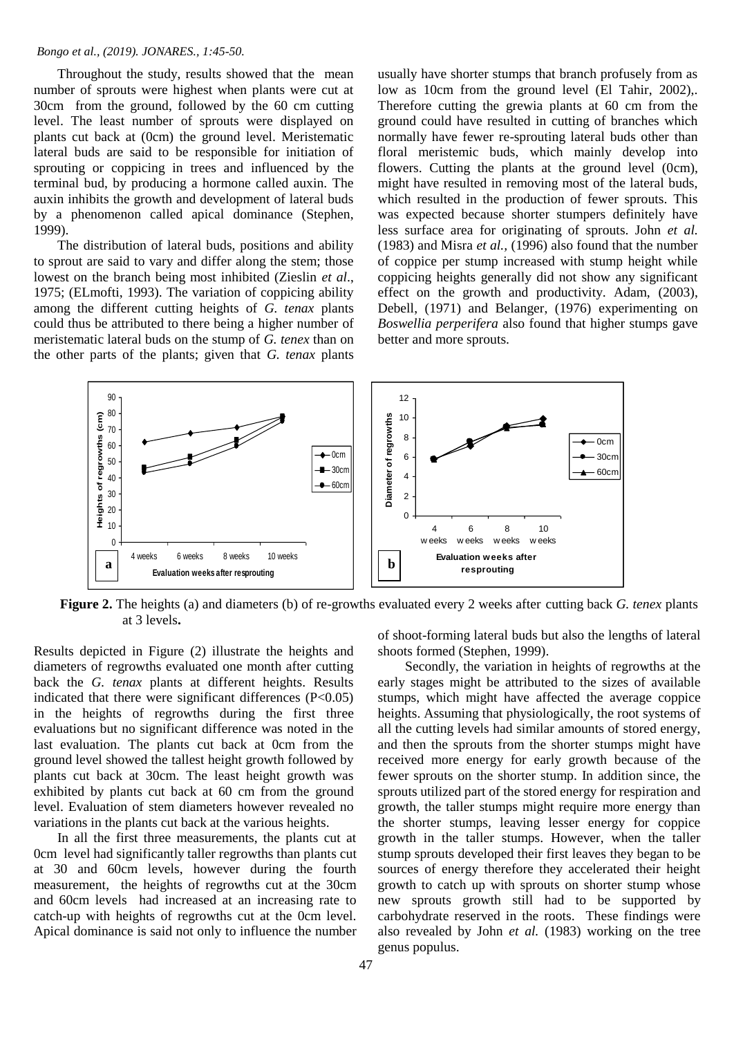Throughout the study, results showed that the mean number of sprouts were highest when plants were cut at 30cm from the ground, followed by the 60 cm cutting level. The least number of sprouts were displayed on plants cut back at (0cm) the ground level. Meristematic lateral buds are said to be responsible for initiation of sprouting or coppicing in trees and influenced by the terminal bud, by producing a hormone called auxin. The auxin inhibits the growth and development of lateral buds by a phenomenon called apical dominance (Stephen, 1999).

The distribution of lateral buds, positions and ability to sprout are said to vary and differ along the stem; those lowest on the branch being most inhibited (Zieslin *et al*., 1975; (ELmofti, 1993). The variation of coppicing ability among the different cutting heights of *G. tenax* plants could thus be attributed to there being a higher number of meristematic lateral buds on the stump of *G. tenex* than on the other parts of the plants; given that *G. tenax* plants usually have shorter stumps that branch profusely from as low as 10cm from the ground level (El Tahir, 2002),. Therefore cutting the grewia plants at 60 cm from the ground could have resulted in cutting of branches which normally have fewer re-sprouting lateral buds other than floral meristemic buds, which mainly develop into flowers. Cutting the plants at the ground level (0cm), might have resulted in removing most of the lateral buds, which resulted in the production of fewer sprouts. This was expected because shorter stumpers definitely have less surface area for originating of sprouts. John *et al.* (1983) and Misra *et al.*, (1996) also found that the number of coppice per stump increased with stump height while coppicing heights generally did not show any significant effect on the growth and productivity. Adam, (2003), Debell, (1971) and Belanger, (1976) experimenting on *Boswellia perperifera* also found that higher stumps gave better and more sprouts.

**Figure 2.** The heights (a) and diameters (b) of re-growths evaluated every 2 weeks after cutting back *G. tenex* plants at 3 levels**.**

Results depicted in Figure (2) illustrate the heights and diameters of regrowths evaluated one month after cutting back the *G. tenax* plants at different heights. Results indicated that there were significant differences ($P<0.05$) in the heights of regrowths during the first three evaluations but no significant difference was noted in the last evaluation. The plants cut back at 0cm from the ground level showed the tallest height growth followed by plants cut back at 30cm. The least height growth was exhibited by plants cut back at 60 cm from the ground level. Evaluation of stem diameters however revealed no variations in the plants cut back at the various heights.

In all the first three measurements, the plants cut at 0cm level had significantly taller regrowths than plants cut at 30 and 60cm levels, however during the fourth measurement, the heights of regrowths cut at the 30cm and 60cm levels had increased at an increasing rate to catch-up with heights of regrowths cut at the 0cm level. Apical dominance is said not only to influence the number of shoot-forming lateral buds but also the lengths of lateral shoots formed (Stephen, 1999).

Secondly, the variation in heights of regrowths at the early stages might be attributed to the sizes of available stumps, which might have affected the average coppice heights. Assuming that physiologically, the root systems of all the cutting levels had similar amounts of stored energy, and then the sprouts from the shorter stumps might have received more energy for early growth because of the fewer sprouts on the shorter stump. In addition since, the sprouts utilized part of the stored energy for respiration and growth, the taller stumps might require more energy than the shorter stumps, leaving lesser energy for coppice growth in the taller stumps. However, when the taller stump sprouts developed their first leaves they began to be sources of energy therefore they accelerated their height growth to catch up with sprouts on shorter stump whose new sprouts growth still had to be supported by carbohydrate reserved in the roots. These findings were also revealed by John *et al.* (1983) working on the tree genus populus.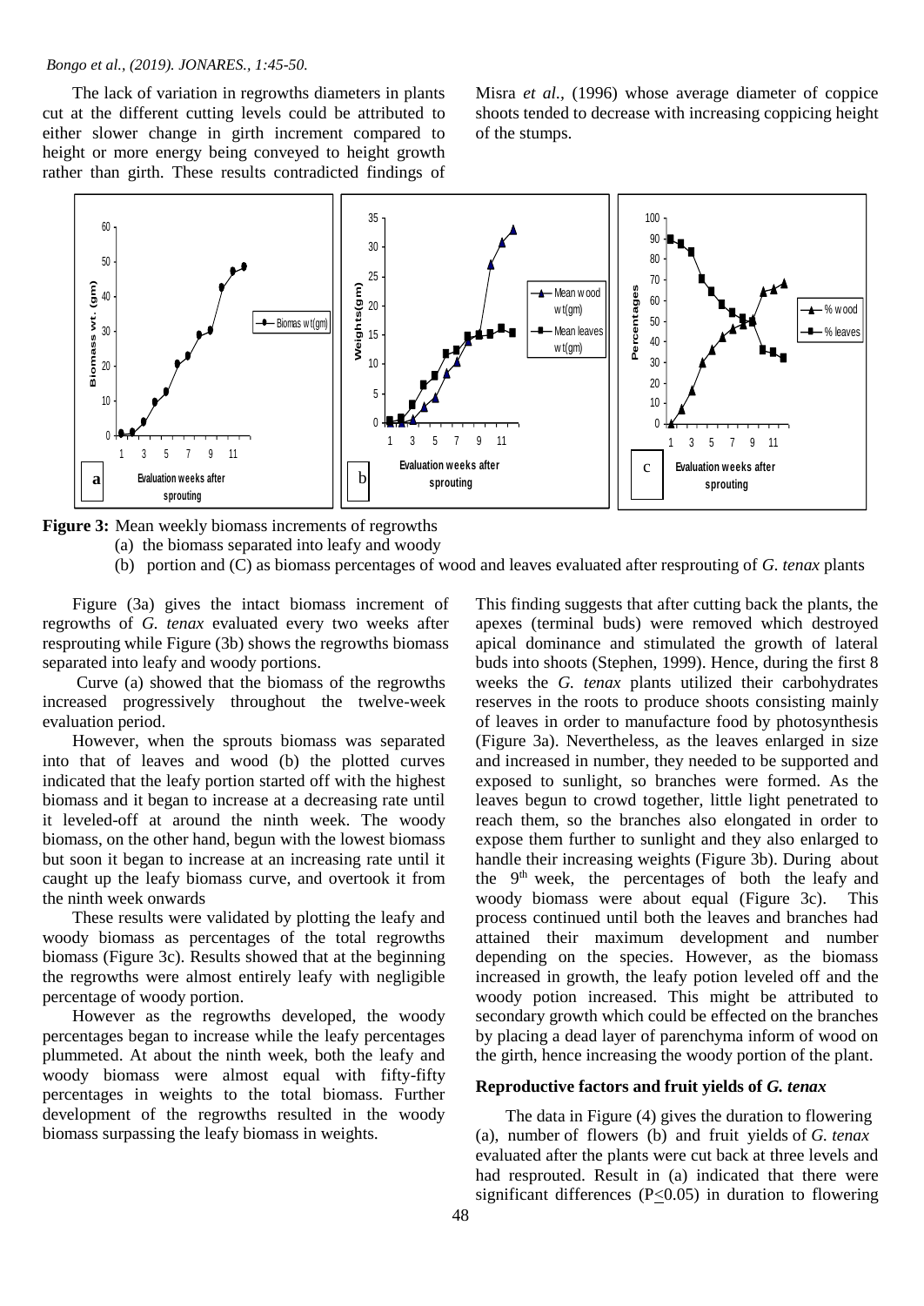The lack of variation in regrowths diameters in plants cut at the different cutting levels could be attributed to either slower change in girth increment compared to height or more energy being conveyed to height growth rather than girth. These results contradicted findings of Misra *et al.*, (1996) whose average diameter of coppice shoots tended to decrease with increasing coppicing height of the stumps.

**Figure 3:** Mean weekly biomass increments of regrowths
(a) the biomass separated into leafy and woody
(b) portion and (C) as biomass percentages of wood and leaves evaluated after resprouting of *G. tenax* plants

Figure (3a) gives the intact biomass increment of regrowths of *G. tenax* evaluated every two weeks after resprouting while Figure (3b) shows the regrowths biomass separated into leafy and woody portions.

Curve (a) showed that the biomass of the regrowths increased progressively throughout the twelve-week evaluation period.

However, when the sprouts biomass was separated into that of leaves and wood (b) the plotted curves indicated that the leafy portion started off with the highest biomass and it began to increase at a decreasing rate until it leveled-off at around the ninth week. The woody biomass, on the other hand, begun with the lowest biomass but soon it began to increase at an increasing rate until it caught up the leafy biomass curve, and overtook it from the ninth week onwards

These results were validated by plotting the leafy and woody biomass as percentages of the total regrowths biomass (Figure 3c). Results showed that at the beginning the regrowths were almost entirely leafy with negligible percentage of woody portion.

However as the regrowths developed, the woody percentages began to increase while the leafy percentages plummeted. At about the ninth week, both the leafy and woody biomass were almost equal with fifty-fifty percentages in weights to the total biomass. Further development of the regrowths resulted in the woody biomass surpassing the leafy biomass in weights.

This finding suggests that after cutting back the plants, the apexes (terminal buds) were removed which destroyed apical dominance and stimulated the growth of lateral buds into shoots (Stephen, 1999). Hence, during the first 8 weeks the *G. tenax* plants utilized their carbohydrates reserves in the roots to produce shoots consisting mainly of leaves in order to manufacture food by photosynthesis (Figure 3a). Nevertheless, as the leaves enlarged in size and increased in number, they needed to be supported and exposed to sunlight, so branches were formed. As the leaves begun to crowd together, little light penetrated to reach them, so the branches also elongated in order to expose them further to sunlight and they also enlarged to handle their increasing weights (Figure 3b). During about the 9th week, the percentages of both the leafy and woody biomass were about equal (Figure 3c). This process continued until both the leaves and branches had attained their maximum development and number depending on the species. However, as the biomass increased in growth, the leafy potion leveled off and the woody potion increased. This might be attributed to secondary growth which could be effected on the branches by placing a dead layer of parenchyma inform of wood on the girth, hence increasing the woody portion of the plant.

### Reproductive factors and fruit yields of *G. tenax*

The data in Figure (4) gives the duration to flowering (a), number of flowers (b) and fruit yields of *G. tenax* evaluated after the plants were cut back at three levels and had resprouted. Result in (a) indicated that there were significant differences ($P \leq 0.05$) in duration to flowering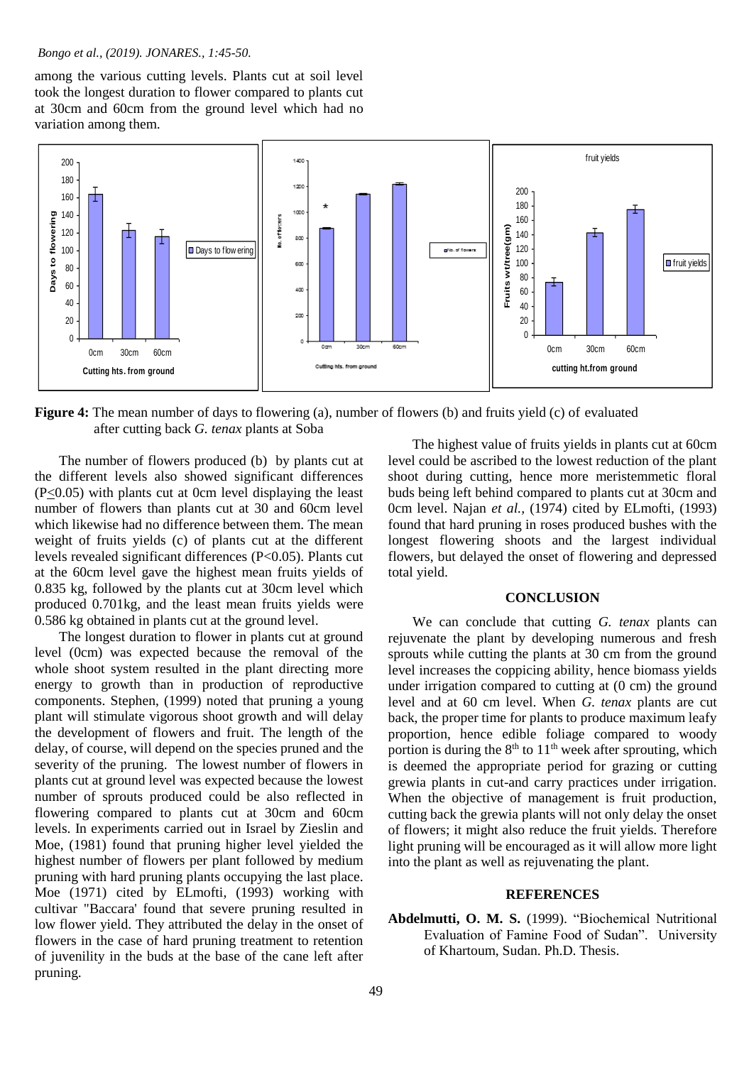among the various cutting levels. Plants cut at soil level took the longest duration to flower compared to plants cut at 30cm and 60cm from the ground level which had no variation among them.

**Figure 4:** The mean number of days to flowering (a), number of flowers (b) and fruits yield (c) of evaluated after cutting back *G. tenax* plants at Soba

The number of flowers produced (b) by plants cut at the different levels also showed significant differences ($P \leq 0.05$) with plants cut at 0cm level displaying the least number of flowers than plants cut at 30 and 60cm level which likewise had no difference between them. The mean weight of fruits yields (c) of plants cut at the different levels revealed significant differences ($P<0.05$). Plants cut at the 60cm level gave the highest mean fruits yields of 0.835 kg, followed by the plants cut at 30cm level which produced 0.701kg, and the least mean fruits yields were 0.586 kg obtained in plants cut at the ground level.

The longest duration to flower in plants cut at ground level (0cm) was expected because the removal of the whole shoot system resulted in the plant directing more energy to growth than in production of reproductive components. Stephen, (1999) noted that pruning a young plant will stimulate vigorous shoot growth and will delay the development of flowers and fruit. The length of the delay, of course, will depend on the species pruned and the severity of the pruning. The lowest number of flowers in plants cut at ground level was expected because the lowest number of sprouts produced could be also reflected in flowering compared to plants cut at 30cm and 60cm levels. In experiments carried out in Israel by Zieslin and Moe, (1981) found that pruning higher level yielded the highest number of flowers per plant followed by medium pruning with hard pruning plants occupying the last place. Moe (1971) cited by ELmofti, (1993) working with cultivar "Baccara' found that severe pruning resulted in low flower yield. They attributed the delay in the onset of flowers in the case of hard pruning treatment to retention of juvenility in the buds at the base of the cane left after pruning.

The highest value of fruits yields in plants cut at 60cm level could be ascribed to the lowest reduction of the plant shoot during cutting, hence more meristemmetic floral buds being left behind compared to plants cut at 30cm and 0cm level. Najan *et al.,* (1974) cited by ELmofti, (1993) found that hard pruning in roses produced bushes with the longest flowering shoots and the largest individual flowers, but delayed the onset of flowering and depressed total yield.

## CONCLUSION

We can conclude that cutting *G. tenax* plants can rejuvenate the plant by developing numerous and fresh sprouts while cutting the plants at 30 cm from the ground level increases the coppicing ability, hence biomass yields under irrigation compared to cutting at (0 cm) the ground level and at 60 cm level. When *G. tenax* plants are cut back, the proper time for plants to produce maximum leafy proportion, hence edible foliage compared to woody portion is during the 8th to 11th week after sprouting, which is deemed the appropriate period for grazing or cutting grewia plants in cut-and carry practices under irrigation. When the objective of management is fruit production, cutting back the grewia plants will not only delay the onset of flowers; it might also reduce the fruit yields. Therefore light pruning will be encouraged as it will allow more light into the plant as well as rejuvenating the plant.

## REFERENCES

**Abdelmutti, O. M. S.** (1999). "Biochemical Nutritional Evaluation of Famine Food of Sudan". University of Khartoum, Sudan. Ph.D. Thesis.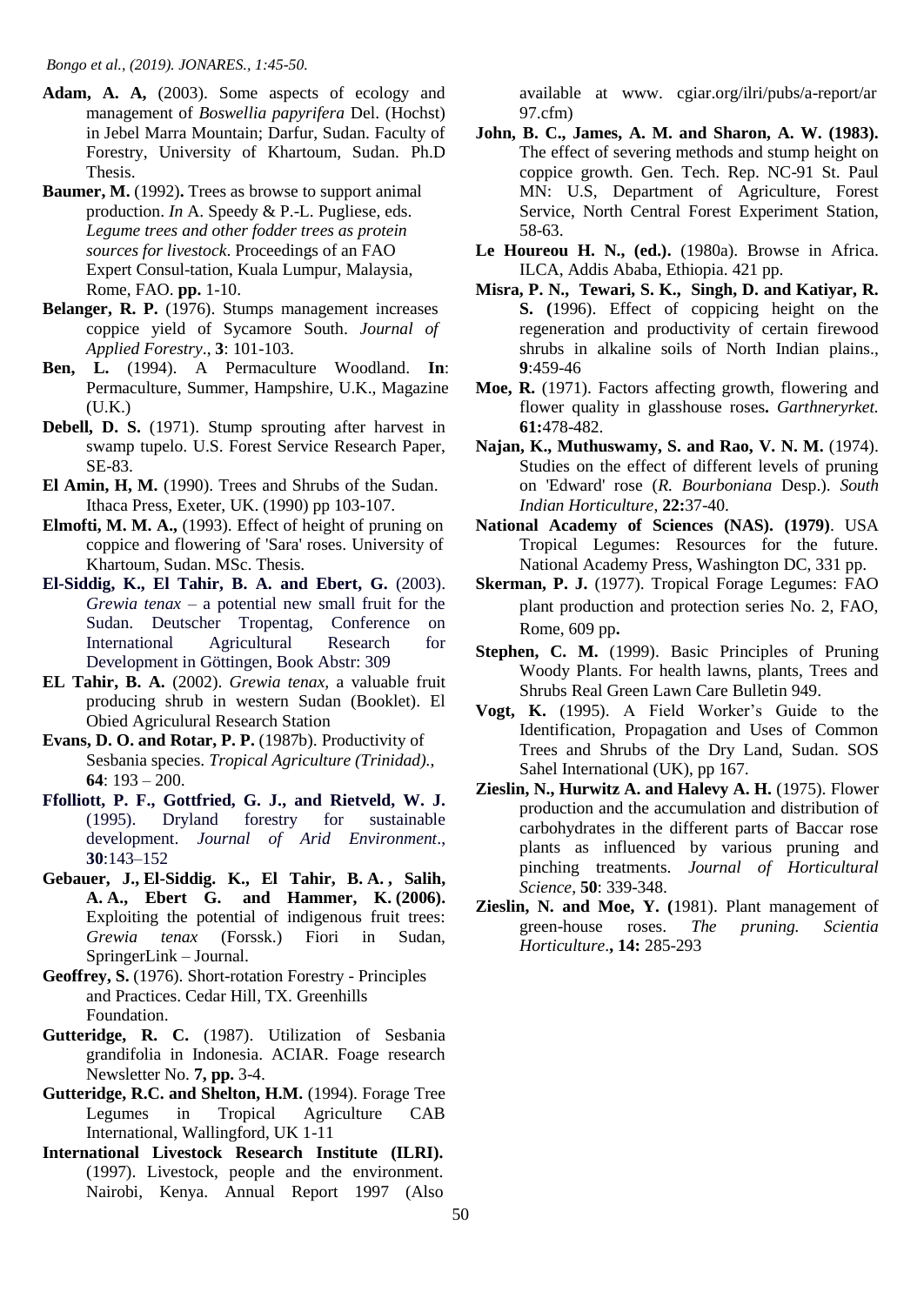**Adam, A. A,** (2003). Some aspects of ecology and management of *Boswellia papyrifera* Del. (Hochst) in Jebel Marra Mountain; Darfur, Sudan. Faculty of Forestry, University of Khartoum, Sudan. Ph.D Thesis.

**Baumer, M.** (1992)**.** Trees as browse to support animal production. *In* A. Speedy & P.-L. Pugliese, eds. *Legume trees and other fodder trees as protein sources for livestock*. Proceedings of an FAO Expert Consul-tation, Kuala Lumpur, Malaysia, Rome, FAO. **pp.** 1-10.

**Belanger, R. P.** (1976). Stumps management increases coppice yield of Sycamore South. *Journal of Applied Forestry*., **3**: 101-103.

**Ben, L.** (1994). A Permaculture Woodland. **In**: Permaculture, Summer, Hampshire, U.K., Magazine (U.K.)

**Debell, D. S.** (1971). Stump sprouting after harvest in swamp tupelo. U.S. Forest Service Research Paper, SE-83.

**El Amin, H, M.** (1990). Trees and Shrubs of the Sudan. Ithaca Press, Exeter, UK. (1990) pp 103-107.

**Elmofti, M. M. A.,** (1993). Effect of height of pruning on coppice and flowering of 'Sara' roses. University of Khartoum, Sudan. MSc. Thesis.

**El-Siddig, K., El Tahir, B. A. and Ebert, G.** (2003). *Grewia tenax* – a potential new small fruit for the Sudan. Deutscher Tropentag, Conference on International Agricultural Research for Development in Göttingen, Book Abstr: 309

**EL Tahir, B. A.** (2002). *Grewia tenax,* a valuable fruit producing shrub in western Sudan (Booklet). El Obied Agriculural Research Station

**Evans, D. O. and Rotar, P. P.** (1987b). Productivity of Sesbania species. *Tropical Agriculture (Trinidad)*., **64**: 193 – 200.

**Ffolliott, P. F., Gottfried, G. J., and Rietveld, W. J.** (1995). Dryland forestry for sustainable development. *Journal of Arid Environment*., **30**:143–152

**Gebauer, J., El-Siddig. K., El Tahir, B. A. , Salih, A. A., Ebert G. and Hammer, K. (2006).** Exploiting the potential of indigenous fruit trees: *Grewia tenax* (Forssk.) Fiori in Sudan, SpringerLink – Journal.

**Geoffrey, S.** (1976). Short-rotation Forestry - Principles and Practices. Cedar Hill, TX. Greenhills Foundation.

**Gutteridge, R. C.** (1987). Utilization of Sesbania grandifolia in Indonesia. ACIAR. Foage research Newsletter No. **7, pp.** 3-4.

**Gutteridge, R.C. and Shelton, H.M.** (1994). Forage Tree Legumes in Tropical Agriculture CAB International, Wallingford, UK 1-11

**International Livestock Research Institute (ILRI).** (1997). Livestock, people and the environment. Nairobi, Kenya. Annual Report 1997 (Also available at www. cgiar.org/ilri/pubs/a-report/ar 97.cfm)

**John, B. C., James, A. M. and Sharon, A. W. (1983).** The effect of severing methods and stump height on coppice growth. Gen. Tech. Rep. NC-91 St. Paul MN: U.S, Department of Agriculture, Forest Service, North Central Forest Experiment Station, 58-63.

**Le Houreou H. N., (ed.).** (1980a). Browse in Africa. ILCA, Addis Ababa, Ethiopia. 421 pp.

**Misra, P. N., Tewari, S. K., Singh, D. and Katiyar, R. S. (**1996). Effect of coppicing height on the regeneration and productivity of certain firewood shrubs in alkaline soils of North Indian plains., **9**:459-46

**Moe, R.** (1971). Factors affecting growth, flowering and flower quality in glasshouse roses**.** *Garthneryrket.* **61:**478-482.

**Najan, K., Muthuswamy, S. and Rao, V. N. M.** (1974). Studies on the effect of different levels of pruning on 'Edward' rose (*R. Bourboniana* Desp.). *South Indian Horticulture*, **22:**37-40.

**National Academy of Sciences (NAS). (1979)**. USA Tropical Legumes: Resources for the future. National Academy Press, Washington DC, 331 pp.

**Skerman, P. J.** (1977). Tropical Forage Legumes: FAO plant production and protection series No. 2, FAO, Rome, 609 pp**.**

**Stephen, C. M.** (1999). Basic Principles of Pruning Woody Plants. For health lawns, plants, Trees and Shrubs Real Green Lawn Care Bulletin 949.

**Vogt, K.** (1995). A Field Worker's Guide to the Identification, Propagation and Uses of Common Trees and Shrubs of the Dry Land, Sudan. SOS Sahel International (UK), pp 167.

**Zieslin, N., Hurwitz A. and Halevy A. H.** (1975). Flower production and the accumulation and distribution of carbohydrates in the different parts of Baccar rose plants as influenced by various pruning and pinching treatments. *Journal of Horticultural Science*, **50**: 339-348.

**Zieslin, N. and Moe, Y. (**1981). Plant management of green-house roses. *The pruning. Scientia Horticulture*.**, 14:** 285-293